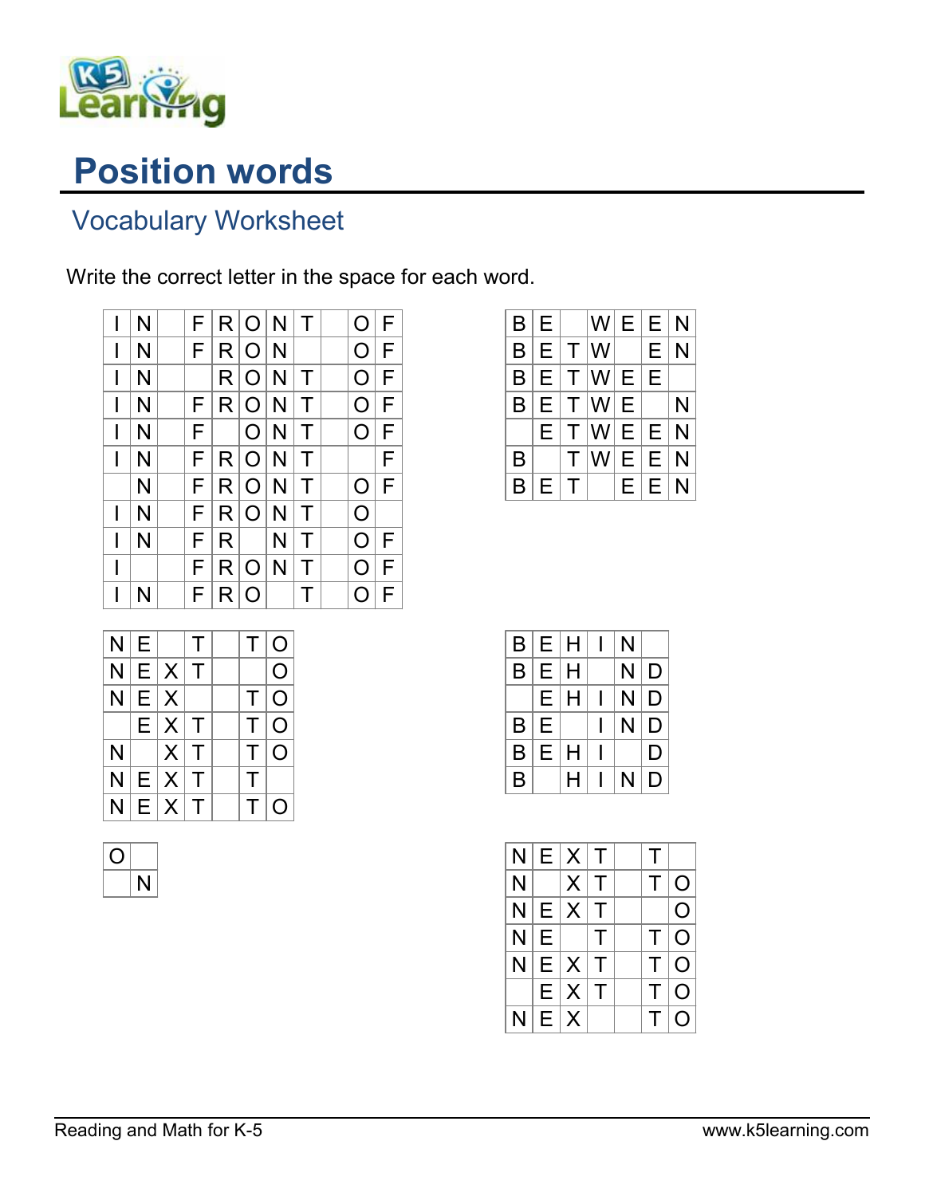# Position words

## Vocabulary Worksheet

Write the correct letter in the space for each word.

| I | N |  | F | R | O | N | T |  | O | F |
|---|---|---|---|---|---|---|---|---|---|---|
| I | N |  | F | R | O | N |  |  | O | F |
| I | N |  |  | R | O | N | T |  | O | F |
| I | N |  | F | R | O | N | T |  | O | F |
| I | N |  | F |  | O | N | T |  | O | F |
| I | N |  | F | R | O | N | T |  |  | F |
|  | N |  | F | R | O | N | T |  | O | F |
| I | N |  | F | R | O | N | T |  | O |  |
| I | N |  | F | R |  | N | T |  | O | F |
| I |  |  | F | R | O | N | T |  | O | F |
| I | N |  | F | R | O |  | T |  | O | F |

| B | E |  | W | E | E | N |
|---|---|---|---|---|---|---|
| B | E | T | W |  | E | N |
| B | E | T | W | E | E |  |
| B | E | T | W | E |  | N |
|  | E | T | W | E | E | N |
| B |  | T | W | E | E | N |
| B | E | T |  | E | E | N |

| N | E |  | T |  | T | O |
|---|---|---|---|---|---|---|
| N | E | X | T |  |  | O |
| N | E | X |  |  | T | O |
|  | E | X | T |  | T | O |
| N |  | X | T |  | T | O |
| N | E | X | T |  | T |  |
| N | E | X | T |  | T | O |

| B | E | H | I | N |  |
|---|---|---|---|---|---|
| B | E | H |  | N | D |
|  | E | H | I | N | D |
| B | E |  | I | N | D |
| B | E | H | I |  | D |
| B |  | H | I | N | D |

| O |  |
|---|---|
|  | N |

| N | E | X | T |  | T |  |
|---|---|---|---|---|---|---|
| N |  | X | T |  | T | O |
| N | E | X | T |  |  | O |
| N | E |  | T |  | T | O |
| N | E | X | T |  | T | O |
|  | E | X | T |  | T | O |
| N | E | X |  |  | T | O |

Reading and Math for K-5 www.k5learning.com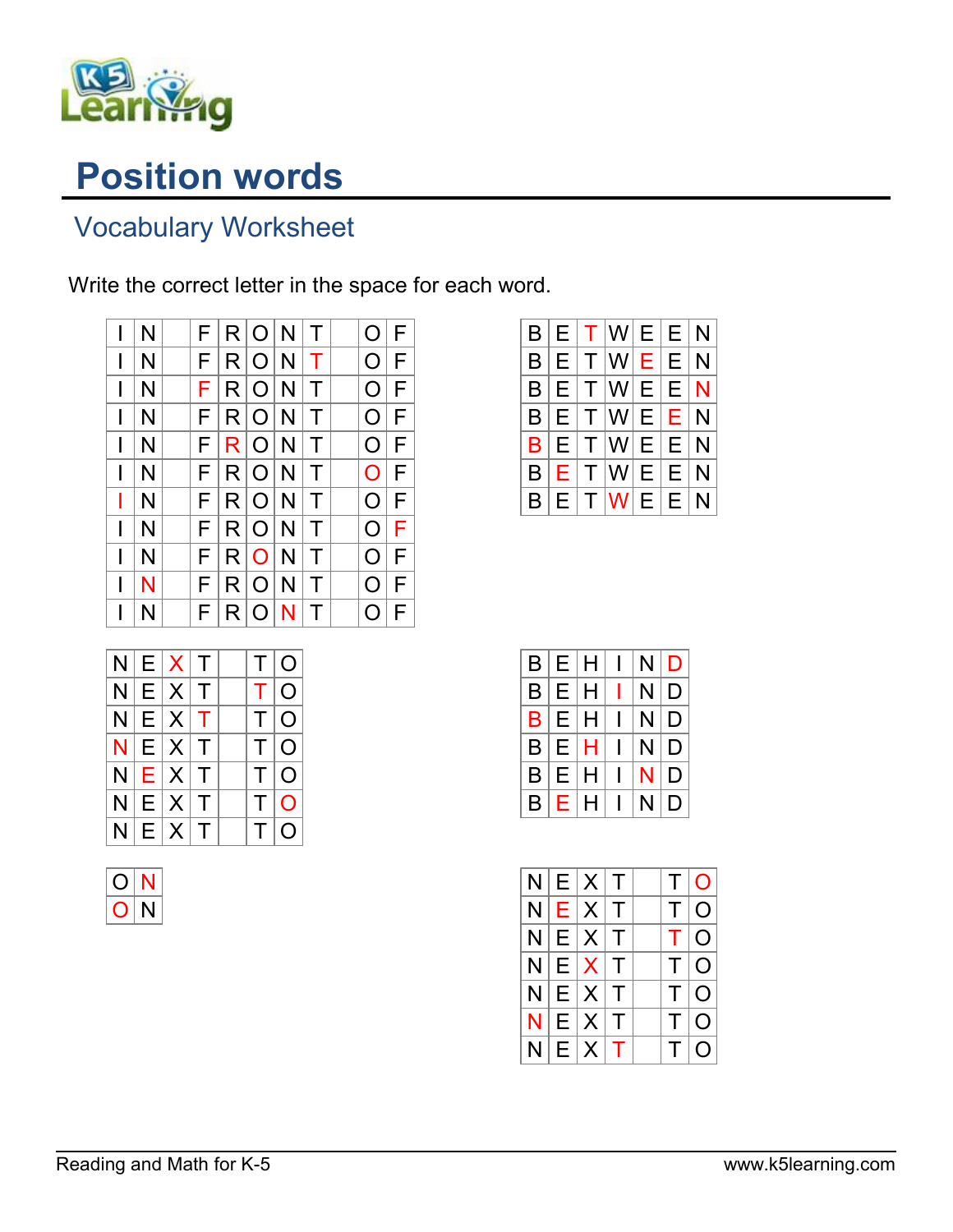# Position words

## Vocabulary Worksheet

Write the correct letter in the space for each word.

| | | | | | | | | | | |
|---|---|---|---|---|---|---|---|---|---|---|
| I | N | | F | R | O | N | T | | O | F |
| I | N | | F | R | O | N | **T** | | O | F |
| I | N | | **F** | R | O | N | T | | O | F |
| I | N | | F | R | O | N | T | | O | F |
| I | N | | F | **R** | O | N | T | | O | F |
| I | N | | F | R | O | N | T | | **O** | F |
| **I** | N | | F | R | O | N | T | | O | F |
| I | N | | F | R | O | N | T | | O | **F** |
| I | N | | F | R | **O** | N | T | | O | F |
| I | **N** | | F | R | O | N | T | | O | F |
| I | N | | F | R | O | **N** | T | | O | F |

| | | | | | | |
|---|---|---|---|---|---|---|
| B | E | **T** | W | E | E | N |
| B | E | T | W | **E** | E | N |
| B | E | T | W | E | E | **N** |
| B | E | T | W | E | **E** | N |
| **B** | E | T | W | E | E | N |
| B | **E** | T | W | E | E | N |
| B | E | T | **W** | E | E | N |

| | | | | | | |
|---|---|---|---|---|---|---|
| N | E | **X** | T | | T | O |
| N | E | X | T | | **T** | O |
| N | E | X | **T** | | T | O |
| **N** | E | X | T | | T | O |
| N | **E** | X | T | | T | O |
| N | E | X | T | | T | **O** |
| N | E | X | T | | T | O |

| | | | | | |
|---|---|---|---|---|---|
| B | E | H | I | N | **D** |
| B | E | H | **I** | N | D |
| **B** | E | H | I | N | D |
| B | E | **H** | I | N | D |
| B | E | H | I | **N** | D |
| B | **E** | H | I | N | D |

| | |
|---|---|
| O | **N** |
| **O** | N |

| | | | | | | |
|---|---|---|---|---|---|---|
| N | E | X | T | | T | **O** |
| N | **E** | X | T | | T | O |
| N | E | X | T | | **T** | O |
| N | E | **X** | T | | T | O |
| N | E | X | T | | T | O |
| **N** | E | X | T | | T | O |
| N | E | X | **T** | | T | O |